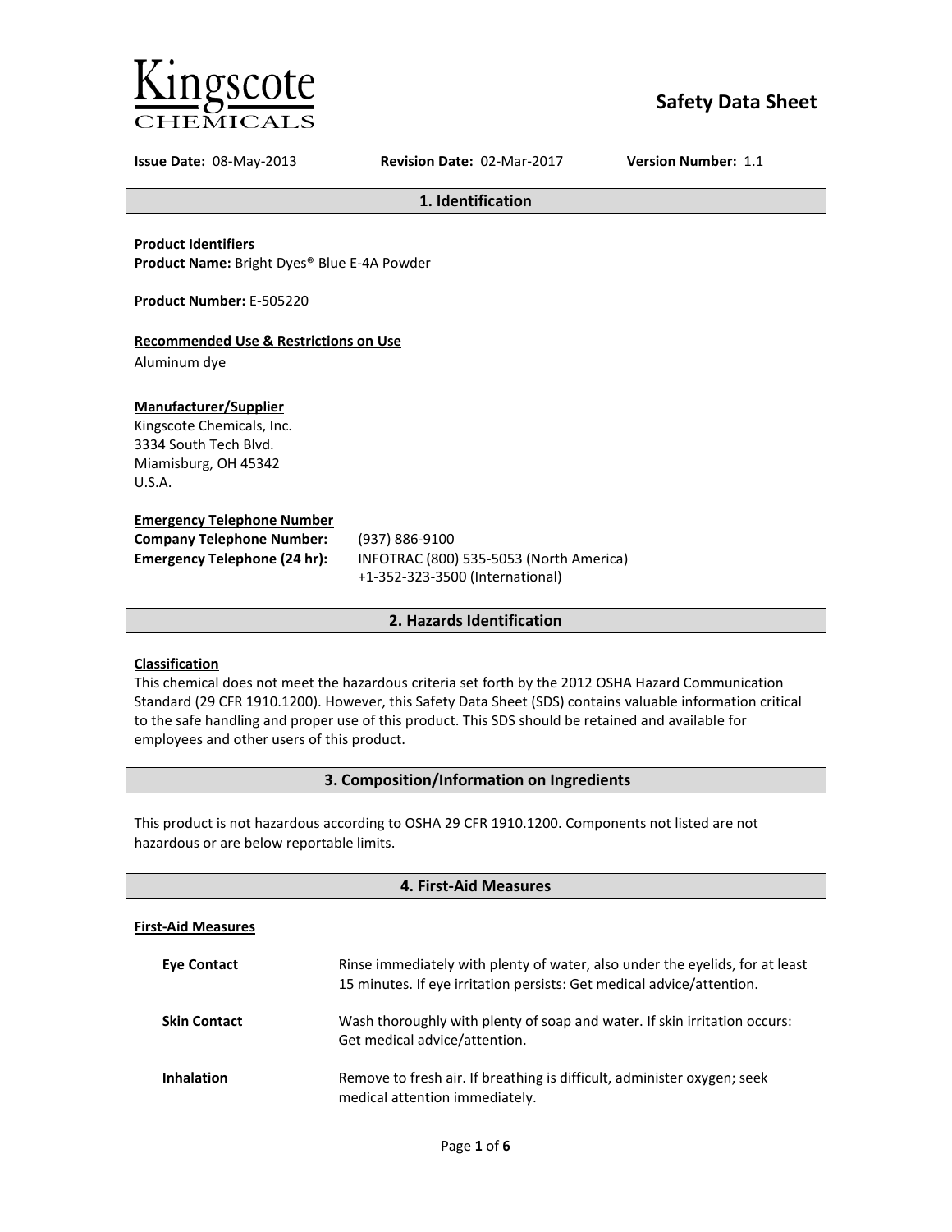Kingscote CHEMICALS

# Safety Data Sheet

**Issue Date:** 08-May-2013 **Revision Date:** 02-Mar-2017 **Version Number:** 1.1

## 1. Identification

**Product Identifiers**
**Product Name:** Bright Dyes® Blue E-4A Powder

**Product Number:** E-505220

**Recommended Use & Restrictions on Use**
Aluminum dye

**Manufacturer/Supplier**
Kingscote Chemicals, Inc.
3334 South Tech Blvd.
Miamisburg, OH 45342
U.S.A.

**Emergency Telephone Number**

| | |
|---|---|
| **Company Telephone Number:** | (937) 886-9100 |
| **Emergency Telephone (24 hr):** | INFOTRAC (800) 535-5053 (North America)<br>+1-352-323-3500 (International) |

## 2. Hazards Identification

**Classification**
This chemical does not meet the hazardous criteria set forth by the 2012 OSHA Hazard Communication Standard (29 CFR 1910.1200). However, this Safety Data Sheet (SDS) contains valuable information critical to the safe handling and proper use of this product. This SDS should be retained and available for employees and other users of this product.

## 3. Composition/Information on Ingredients

This product is not hazardous according to OSHA 29 CFR 1910.1200. Components not listed are not hazardous or are below reportable limits.

## 4. First-Aid Measures

**First-Aid Measures**

| | |
|---|---|
| **Eye Contact** | Rinse immediately with plenty of water, also under the eyelids, for at least 15 minutes. If eye irritation persists: Get medical advice/attention. |
| **Skin Contact** | Wash thoroughly with plenty of soap and water. If skin irritation occurs: Get medical advice/attention. |
| **Inhalation** | Remove to fresh air. If breathing is difficult, administer oxygen; seek medical attention immediately. |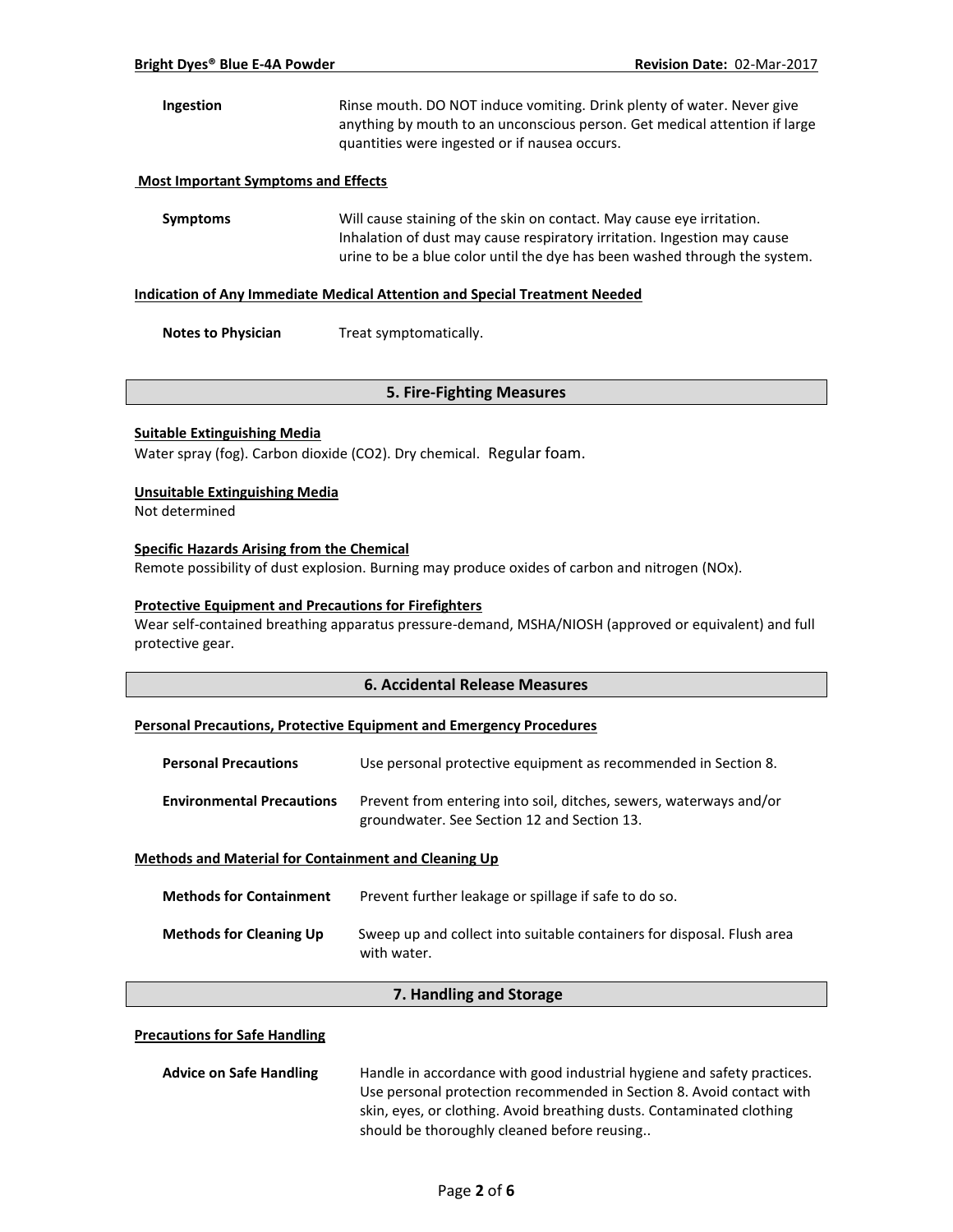| | |
|---|---|
| **Ingestion** | Rinse mouth. DO NOT induce vomiting. Drink plenty of water. Never give anything by mouth to an unconscious person. Get medical attention if large quantities were ingested or if nausea occurs. |

**Most Important Symptoms and Effects**

| | |
|---|---|
| **Symptoms** | Will cause staining of the skin on contact. May cause eye irritation. Inhalation of dust may cause respiratory irritation. Ingestion may cause urine to be a blue color until the dye has been washed through the system. |

**Indication of Any Immediate Medical Attention and Special Treatment Needed**

| | |
|---|---|
| **Notes to Physician** | Treat symptomatically. |

## 5. Fire-Fighting Measures

**Suitable Extinguishing Media**

Water spray (fog). Carbon dioxide ($CO_2$). Dry chemical. Regular foam.

**Unsuitable Extinguishing Media**

Not determined

**Specific Hazards Arising from the Chemical**

Remote possibility of dust explosion. Burning may produce oxides of carbon and nitrogen (NOx).

**Protective Equipment and Precautions for Firefighters**

Wear self-contained breathing apparatus pressure-demand, MSHA/NIOSH (approved or equivalent) and full protective gear.

## 6. Accidental Release Measures

**Personal Precautions, Protective Equipment and Emergency Procedures**

| | |
|---|---|
| **Personal Precautions** | Use personal protective equipment as recommended in Section 8. |
| **Environmental Precautions** | Prevent from entering into soil, ditches, sewers, waterways and/or groundwater. See Section 12 and Section 13. |

**Methods and Material for Containment and Cleaning Up**

| | |
|---|---|
| **Methods for Containment** | Prevent further leakage or spillage if safe to do so. |
| **Methods for Cleaning Up** | Sweep up and collect into suitable containers for disposal. Flush area with water. |

## 7. Handling and Storage

**Precautions for Safe Handling**

| | |
|---|---|
| **Advice on Safe Handling** | Handle in accordance with good industrial hygiene and safety practices. Use personal protection recommended in Section 8. Avoid contact with skin, eyes, or clothing. Avoid breathing dusts. Contaminated clothing should be thoroughly cleaned before reusing.. |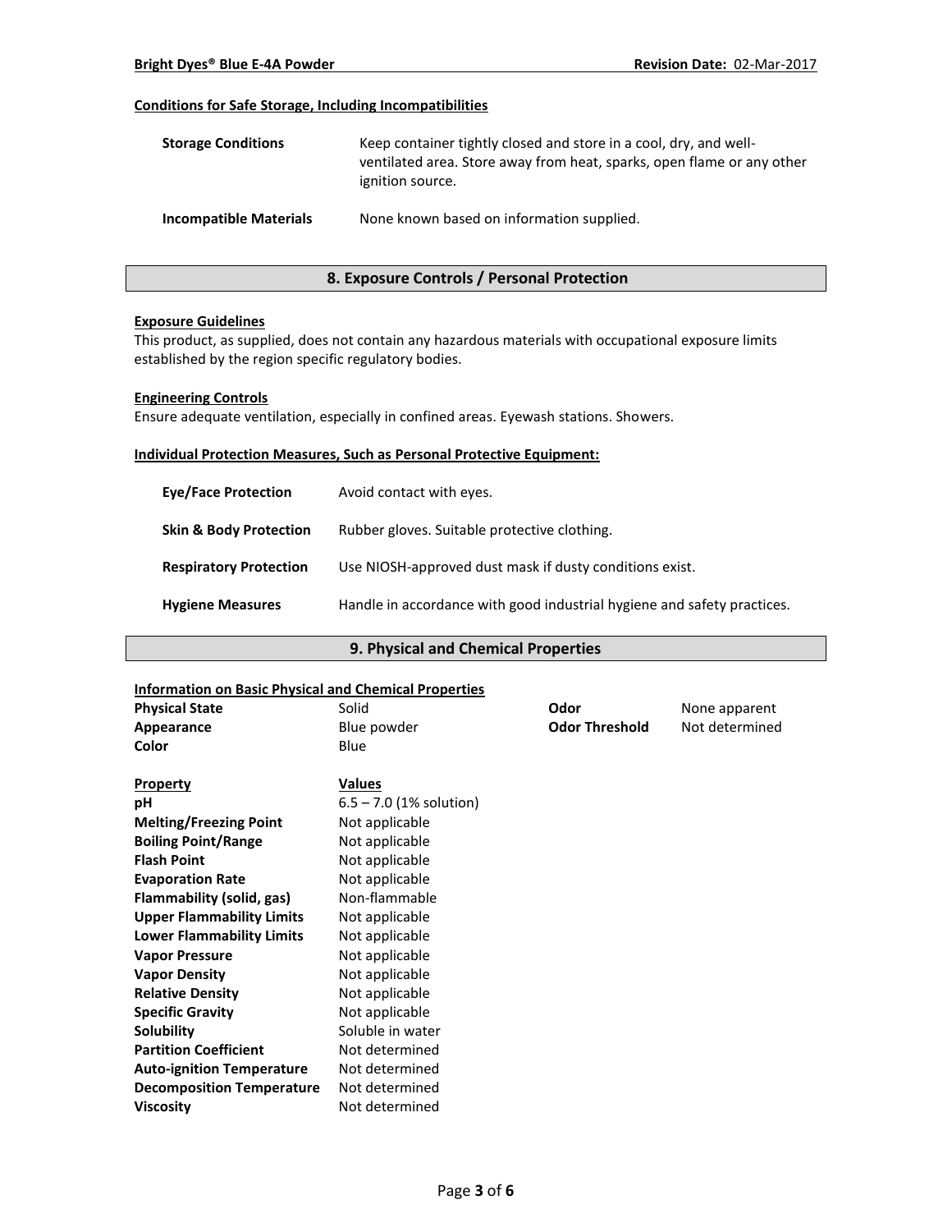**Conditions for Safe Storage, Including Incompatibilities**

| | |
|---|---|
| **Storage Conditions** | Keep container tightly closed and store in a cool, dry, and well-ventilated area. Store away from heat, sparks, open flame or any other ignition source. |
| **Incompatible Materials** | None known based on information supplied. |

## 8. Exposure Controls / Personal Protection

**Exposure Guidelines**

This product, as supplied, does not contain any hazardous materials with occupational exposure limits established by the region specific regulatory bodies.

**Engineering Controls**

Ensure adequate ventilation, especially in confined areas. Eyewash stations. Showers.

**Individual Protection Measures, Such as Personal Protective Equipment:**

| | |
|---|---|
| **Eye/Face Protection** | Avoid contact with eyes. |
| **Skin & Body Protection** | Rubber gloves. Suitable protective clothing. |
| **Respiratory Protection** | Use NIOSH-approved dust mask if dusty conditions exist. |
| **Hygiene Measures** | Handle in accordance with good industrial hygiene and safety practices. |

## 9. Physical and Chemical Properties

**Information on Basic Physical and Chemical Properties**

| | | | |
|---|---|---|---|
| **Physical State** | Solid | **Odor** | None apparent |
| **Appearance** | Blue powder | **Odor Threshold** | Not determined |
| **Color** | Blue | | |

| **Property** | **Values** |
|---|---|
| **pH** | 6.5 – 7.0 (1% solution) |
| **Melting/Freezing Point** | Not applicable |
| **Boiling Point/Range** | Not applicable |
| **Flash Point** | Not applicable |
| **Evaporation Rate** | Not applicable |
| **Flammability (solid, gas)** | Non-flammable |
| **Upper Flammability Limits** | Not applicable |
| **Lower Flammability Limits** | Not applicable |
| **Vapor Pressure** | Not applicable |
| **Vapor Density** | Not applicable |
| **Relative Density** | Not applicable |
| **Specific Gravity** | Not applicable |
| **Solubility** | Soluble in water |
| **Partition Coefficient** | Not determined |
| **Auto-ignition Temperature** | Not determined |
| **Decomposition Temperature** | Not determined |
| **Viscosity** | Not determined |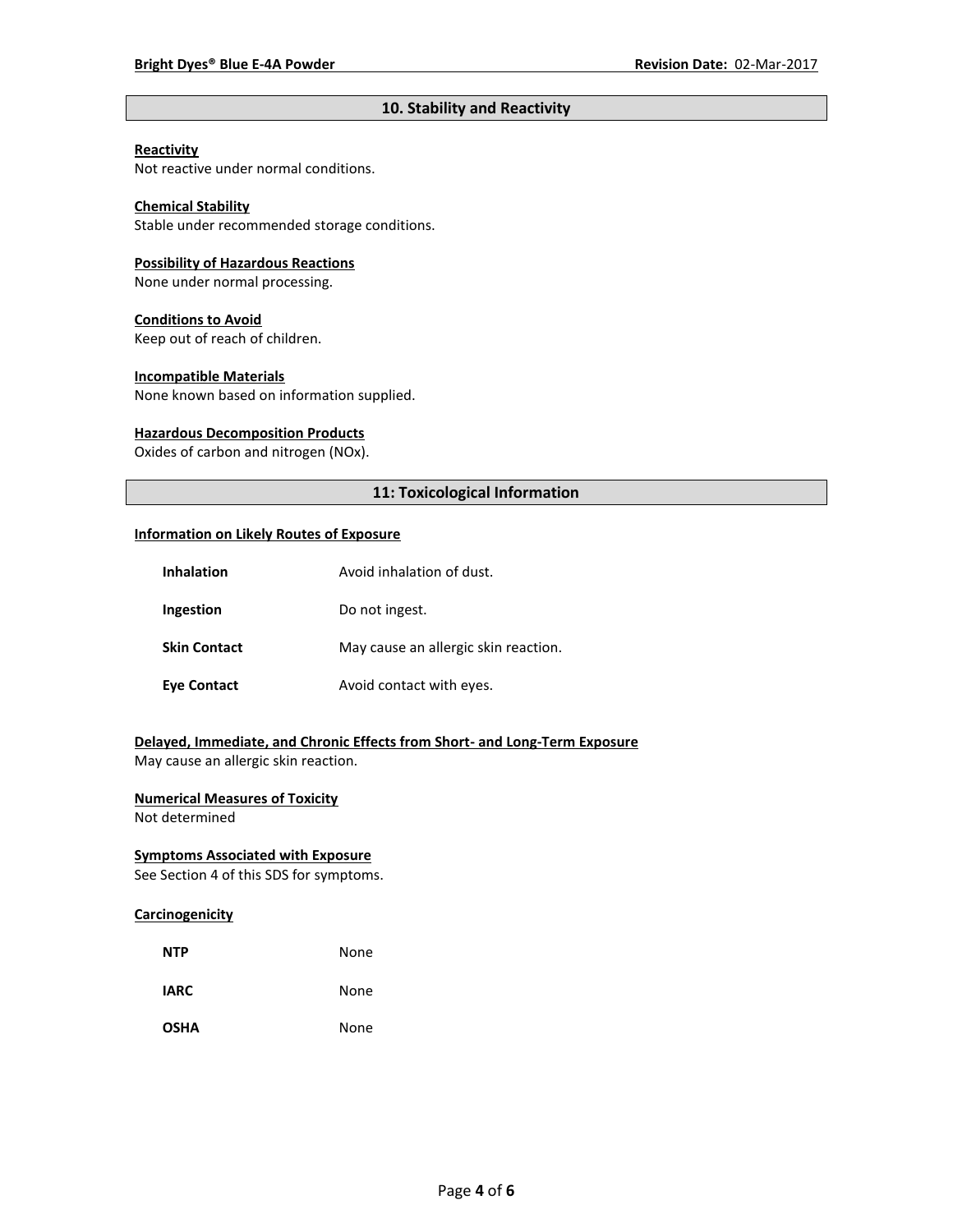## 10. Stability and Reactivity

**Reactivity**
Not reactive under normal conditions.

**Chemical Stability**
Stable under recommended storage conditions.

**Possibility of Hazardous Reactions**
None under normal processing.

**Conditions to Avoid**
Keep out of reach of children.

**Incompatible Materials**
None known based on information supplied.

**Hazardous Decomposition Products**
Oxides of carbon and nitrogen (NOx).

## 11: Toxicological Information

**Information on Likely Routes of Exposure**

| | |
|---|---|
| **Inhalation** | Avoid inhalation of dust. |
| **Ingestion** | Do not ingest. |
| **Skin Contact** | May cause an allergic skin reaction. |
| **Eye Contact** | Avoid contact with eyes. |

**Delayed, Immediate, and Chronic Effects from Short- and Long-Term Exposure**
May cause an allergic skin reaction.

**Numerical Measures of Toxicity**
Not determined

**Symptoms Associated with Exposure**
See Section 4 of this SDS for symptoms.

**Carcinogenicity**

| | |
|---|---|
| **NTP** | None |
| **IARC** | None |
| **OSHA** | None |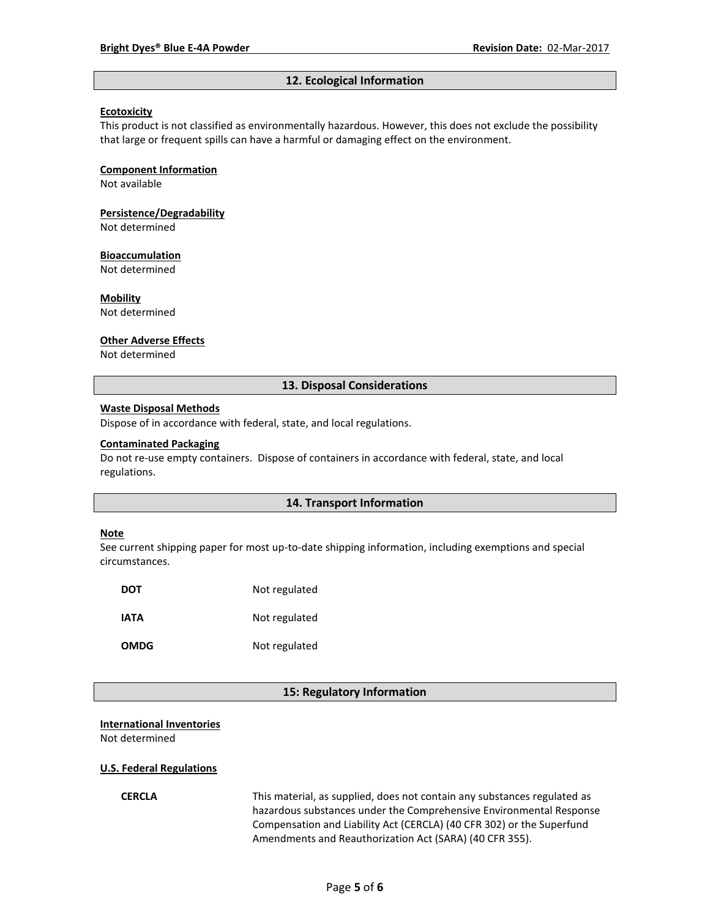## 12. Ecological Information

**Ecotoxicity**

This product is not classified as environmentally hazardous. However, this does not exclude the possibility that large or frequent spills can have a harmful or damaging effect on the environment.

**Component Information**

Not available

**Persistence/Degradability**

Not determined

**Bioaccumulation**

Not determined

**Mobility**

Not determined

**Other Adverse Effects**

Not determined

## 13. Disposal Considerations

**Waste Disposal Methods**

Dispose of in accordance with federal, state, and local regulations.

**Contaminated Packaging**

Do not re-use empty containers. Dispose of containers in accordance with federal, state, and local regulations.

## 14. Transport Information

**Note**

See current shipping paper for most up-to-date shipping information, including exemptions and special circumstances.

| | |
|---|---|
| **DOT** | Not regulated |
| **IATA** | Not regulated |
| **OMDG** | Not regulated |

## 15: Regulatory Information

**International Inventories**

Not determined

**U.S. Federal Regulations**

| | |
|---|---|
| **CERCLA** | This material, as supplied, does not contain any substances regulated as hazardous substances under the Comprehensive Environmental Response Compensation and Liability Act (CERCLA) (40 CFR 302) or the Superfund Amendments and Reauthorization Act (SARA) (40 CFR 355). |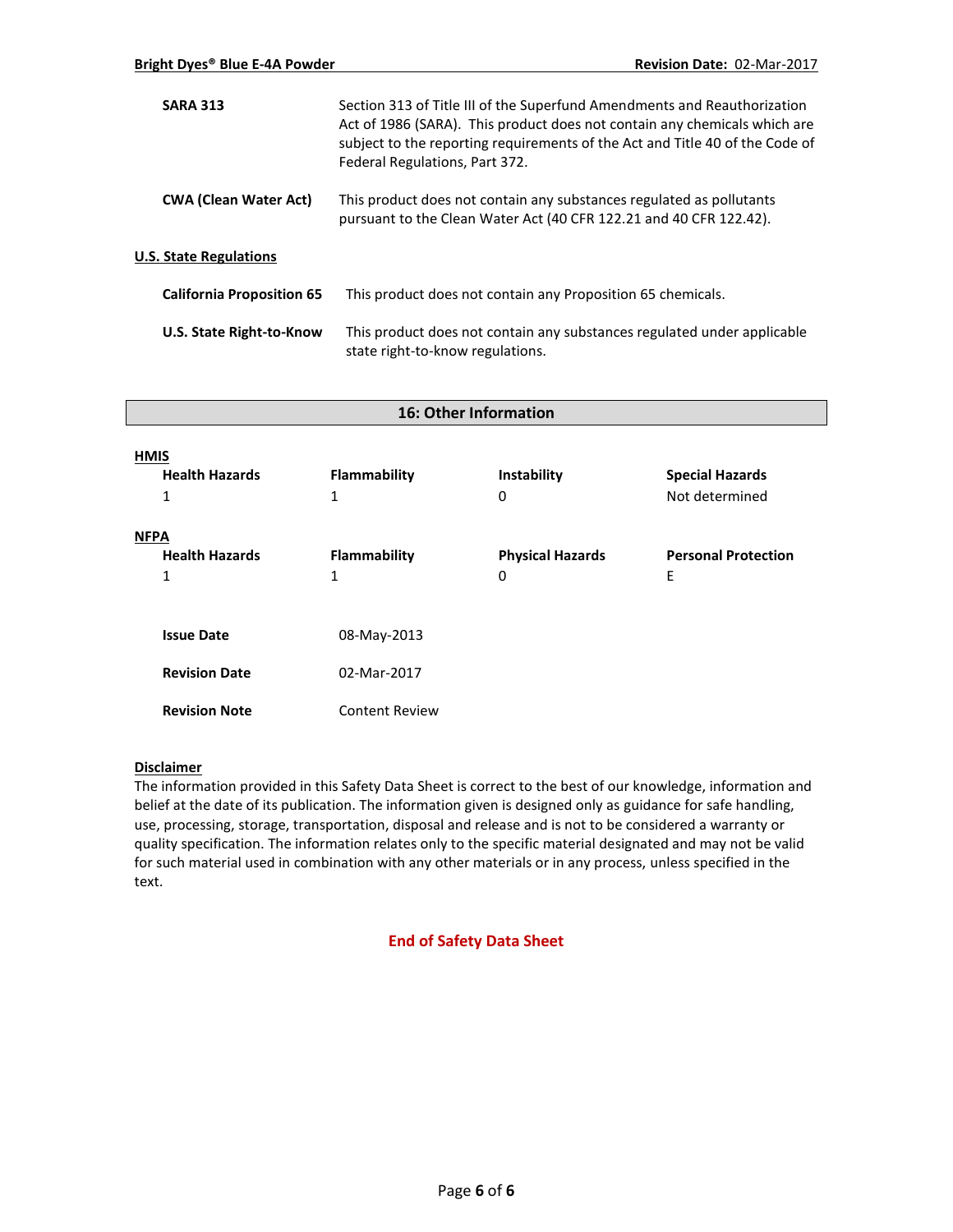| | |
|---|---|
| **SARA 313** | Section 313 of Title III of the Superfund Amendments and Reauthorization Act of 1986 (SARA). This product does not contain any chemicals which are subject to the reporting requirements of the Act and Title 40 of the Code of Federal Regulations, Part 372. |
| **CWA (Clean Water Act)** | This product does not contain any substances regulated as pollutants pursuant to the Clean Water Act (40 CFR 122.21 and 40 CFR 122.42). |

**U.S. State Regulations**

| | |
|---|---|
| **California Proposition 65** | This product does not contain any Proposition 65 chemicals. |
| **U.S. State Right-to-Know** | This product does not contain any substances regulated under applicable state right-to-know regulations. |

## 16: Other Information

**HMIS**

| Health Hazards | Flammability | Instability | Special Hazards |
|---|---|---|---|
| 1 | 1 | 0 | Not determined |

**NFPA**

| Health Hazards | Flammability | Physical Hazards | Personal Protection |
|---|---|---|---|
| 1 | 1 | 0 | E |

| | |
|---|---|
| **Issue Date** | 08-May-2013 |
| **Revision Date** | 02-Mar-2017 |
| **Revision Note** | Content Review |

**Disclaimer**

The information provided in this Safety Data Sheet is correct to the best of our knowledge, information and belief at the date of its publication. The information given is designed only as guidance for safe handling, use, processing, storage, transportation, disposal and release and is not to be considered a warranty or quality specification. The information relates only to the specific material designated and may not be valid for such material used in combination with any other materials or in any process, unless specified in the text.

**End of Safety Data Sheet**